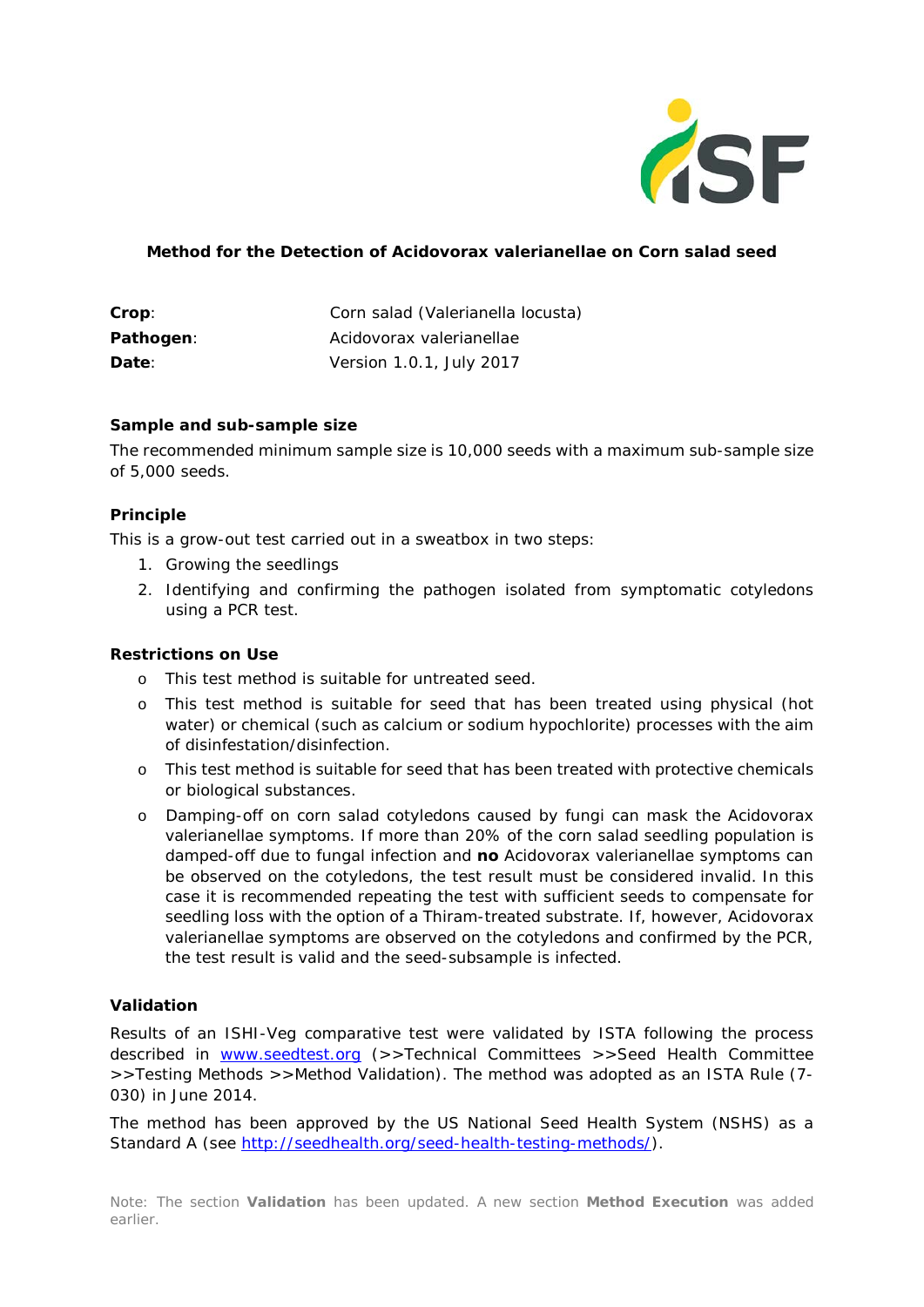**Method for the Detection of Acidovorax valerianellae on Corn salad seed**

| | |
|---|---|
| **Crop**: | Corn salad (Valerianella locusta) |
| **Pathogen**: | Acidovorax valerianellae |
| **Date**: | Version 1.0.1, July 2017 |

### Sample and sub-sample size

The recommended minimum sample size is 10,000 seeds with a maximum sub-sample size of 5,000 seeds.

### Principle

This is a grow-out test carried out in a sweatbox in two steps:

1. Growing the seedlings
2. Identifying and confirming the pathogen isolated from symptomatic cotyledons using a PCR test.

### Restrictions on Use

- This test method is suitable for untreated seed.
- This test method is suitable for seed that has been treated using physical (hot water) or chemical (such as calcium or sodium hypochlorite) processes with the aim of disinfestation/disinfection.
- This test method is suitable for seed that has been treated with protective chemicals or biological substances.
- Damping-off on corn salad cotyledons caused by fungi can mask the Acidovorax valerianellae symptoms. If more than 20% of the corn salad seedling population is damped-off due to fungal infection and **no** Acidovorax valerianellae symptoms can be observed on the cotyledons, the test result must be considered invalid. In this case it is recommended repeating the test with sufficient seeds to compensate for seedling loss with the option of a Thiram-treated substrate. If, however, Acidovorax valerianellae symptoms are observed on the cotyledons and confirmed by the PCR, the test result is valid and the seed-subsample is infected.

### Validation

Results of an ISHI-Veg comparative test were validated by ISTA following the process described in www.seedtest.org (>>Technical Committees >>Seed Health Committee >>Testing Methods >>Method Validation). The method was adopted as an ISTA Rule (7-030) in June 2014.

The method has been approved by the US National Seed Health System (NSHS) as a Standard A (see http://seedhealth.org/seed-health-testing-methods/).

Note: The section **Validation** has been updated. A new section **Method Execution** was added earlier.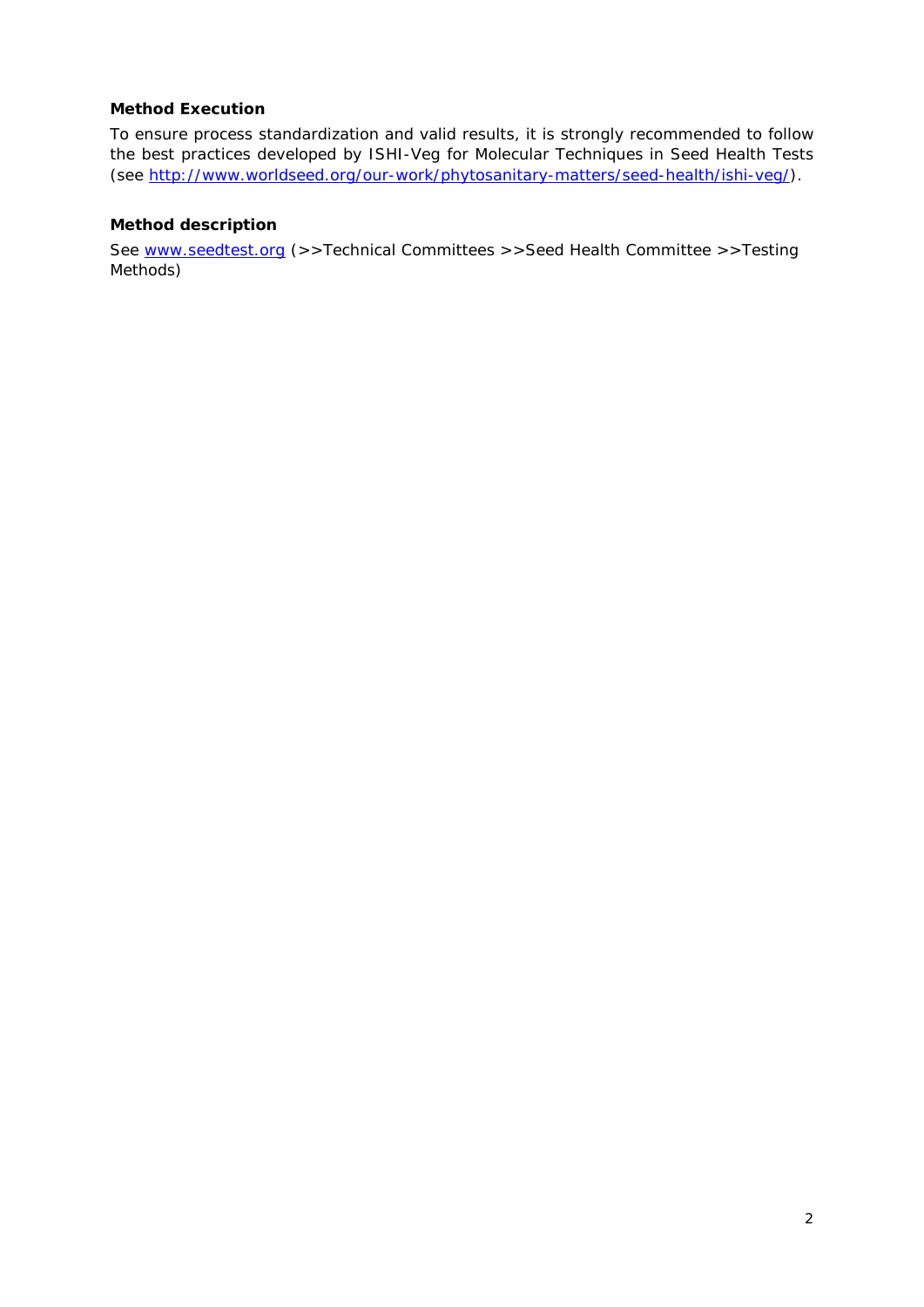### Method Execution

To ensure process standardization and valid results, it is strongly recommended to follow the best practices developed by ISHI-Veg for Molecular Techniques in Seed Health Tests (see http://www.worldseed.org/our-work/phytosanitary-matters/seed-health/ishi-veg/).

### Method description

See www.seedtest.org (>>Technical Committees >>Seed Health Committee >>Testing Methods)